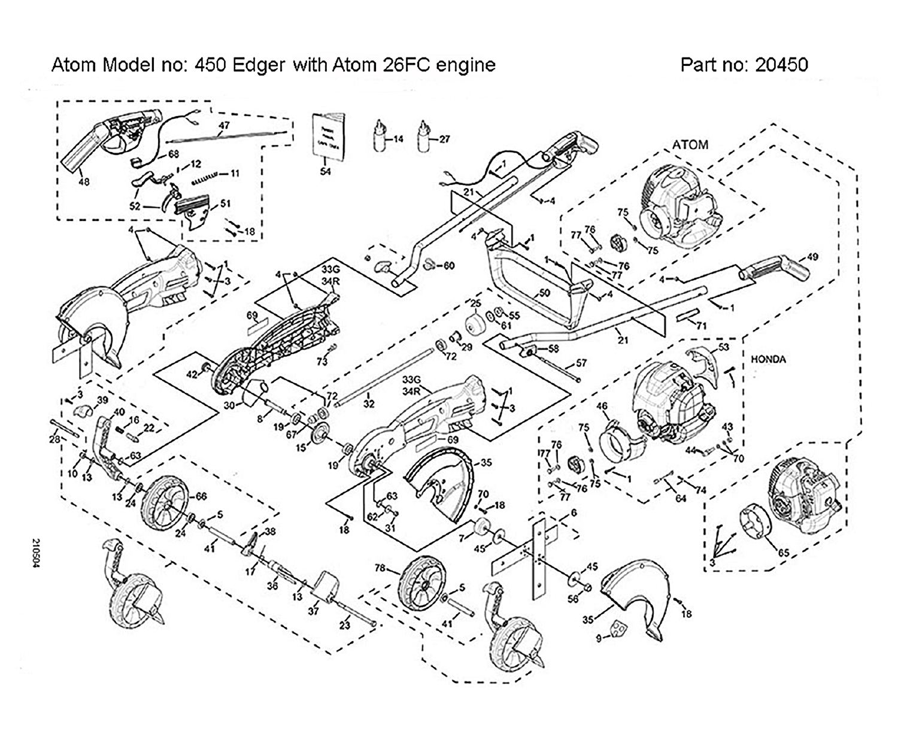Atom Model no: 450 Edger with Atom 26FC engine

Part no: 20450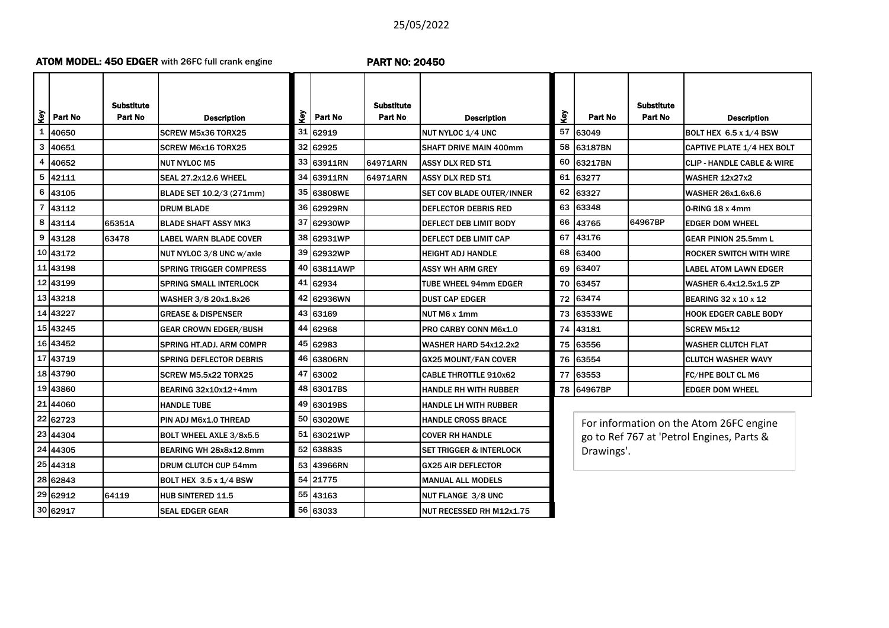25/05/2022

**ATOM MODEL: 450 EDGER** with 26FC full crank engine **PART NO: 20450**

| Key | Part No | Substitute Part No | Description | Key | Part No | Substitute Part No | Description | Key | Part No | Substitute Part No | Description |
|---|---|---|---|---|---|---|---|---|---|---|---|
| 1 | 40650 | | SCREW M5x36 TORX25 | 31 | 62919 | | NUT NYLOC 1/4 UNC | 57 | 63049 | | BOLT HEX 6.5 x 1/4 BSW |
| 3 | 40651 | | SCREW M6x16 TORX25 | 32 | 62925 | | SHAFT DRIVE MAIN 400mm | 58 | 63187BN | | CAPTIVE PLATE 1/4 HEX BOLT |
| 4 | 40652 | | NUT NYLOC M5 | 33 | 63911RN | 64971ARN | ASSY DLX RED ST1 | 60 | 63217BN | | CLIP - HANDLE CABLE & WIRE |
| 5 | 42111 | | SEAL 27.2x12.6 WHEEL | 34 | 63911RN | 64971ARN | ASSY DLX RED ST1 | 61 | 63277 | | WASHER 12x27x2 |
| 6 | 43105 | | BLADE SET 10.2/3 (271mm) | 35 | 63808WE | | SET COV BLADE OUTER/INNER | 62 | 63327 | | WASHER 26x1.6x6.6 |
| 7 | 43112 | | DRUM BLADE | 36 | 62929RN | | DEFLECTOR DEBRIS RED | 63 | 63348 | | O-RING 18 x 4mm |
| 8 | 43114 | 65351A | BLADE SHAFT ASSY MK3 | 37 | 62930WP | | DEFLECT DEB LIMIT BODY | 66 | 43765 | 64967BP | EDGER DOM WHEEL |
| 9 | 43128 | 63478 | LABEL WARN BLADE COVER | 38 | 62931WP | | DEFLECT DEB LIMIT CAP | 67 | 43176 | | GEAR PINION 25.5mm L |
| 10 | 43172 | | NUT NYLOC 3/8 UNC w/axle | 39 | 62932WP | | HEIGHT ADJ HANDLE | 68 | 63400 | | ROCKER SWITCH WITH WIRE |
| 11 | 43198 | | SPRING TRIGGER COMPRESS | 40 | 63811AWP | | ASSY WH ARM GREY | 69 | 63407 | | LABEL ATOM LAWN EDGER |
| 12 | 43199 | | SPRING SMALL INTERLOCK | 41 | 62934 | | TUBE WHEEL 94mm EDGER | 70 | 63457 | | WASHER 6.4x12.5x1.5 ZP |
| 13 | 43218 | | WASHER 3/8 20x1.8x26 | 42 | 62936WN | | DUST CAP EDGER | 72 | 63474 | | BEARING 32 x 10 x 12 |
| 14 | 43227 | | GREASE & DISPENSER | 43 | 63169 | | NUT M6 x 1mm | 73 | 63533WE | | HOOK EDGER CABLE BODY |
| 15 | 43245 | | GEAR CROWN EDGER/BUSH | 44 | 62968 | | PRO CARBY CONN M6x1.0 | 74 | 43181 | | SCREW M5x12 |
| 16 | 43452 | | SPRING HT.ADJ. ARM COMPR | 45 | 62983 | | WASHER HARD 54x12.2x2 | 75 | 63556 | | WASHER CLUTCH FLAT |
| 17 | 43719 | | SPRING DEFLECTOR DEBRIS | 46 | 63806RN | | GX25 MOUNT/FAN COVER | 76 | 63554 | | CLUTCH WASHER WAVY |
| 18 | 43790 | | SCREW M5.5x22 TORX25 | 47 | 63002 | | CABLE THROTTLE 910x62 | 77 | 63553 | | FC/HPE BOLT CL M6 |
| 19 | 43860 | | BEARING 32x10x12+4mm | 48 | 63017BS | | HANDLE RH WITH RUBBER | 78 | 64967BP | | EDGER DOM WHEEL |
| 21 | 44060 | | HANDLE TUBE | 49 | 63019BS | | HANDLE LH WITH RUBBER | | | | |
| 22 | 62723 | | PIN ADJ M6x1.0 THREAD | 50 | 63020WE | | HANDLE CROSS BRACE | | | | |
| 23 | 44304 | | BOLT WHEEL AXLE 3/8x5.5 | 51 | 63021WP | | COVER RH HANDLE | | | | |
| 24 | 44305 | | BEARING WH 28x8x12.8mm | 52 | 63883S | | SET TRIGGER & INTERLOCK | | | | |
| 25 | 44318 | | DRUM CLUTCH CUP 54mm | 53 | 43966RN | | GX25 AIR DEFLECTOR | | | | |
| 28 | 62843 | | BOLT HEX 3.5 x 1/4 BSW | 54 | 21775 | | MANUAL ALL MODELS | | | | |
| 29 | 62912 | 64119 | HUB SINTERED 11.5 | 55 | 43163 | | NUT FLANGE 3/8 UNC | | | | |
| 30 | 62917 | | SEAL EDGER GEAR | 56 | 63033 | | NUT RECESSED RH M12x1.75 | | | | |

For information on the Atom 26FC engine go to Ref 767 at 'Petrol Engines, Parts & Drawings'.